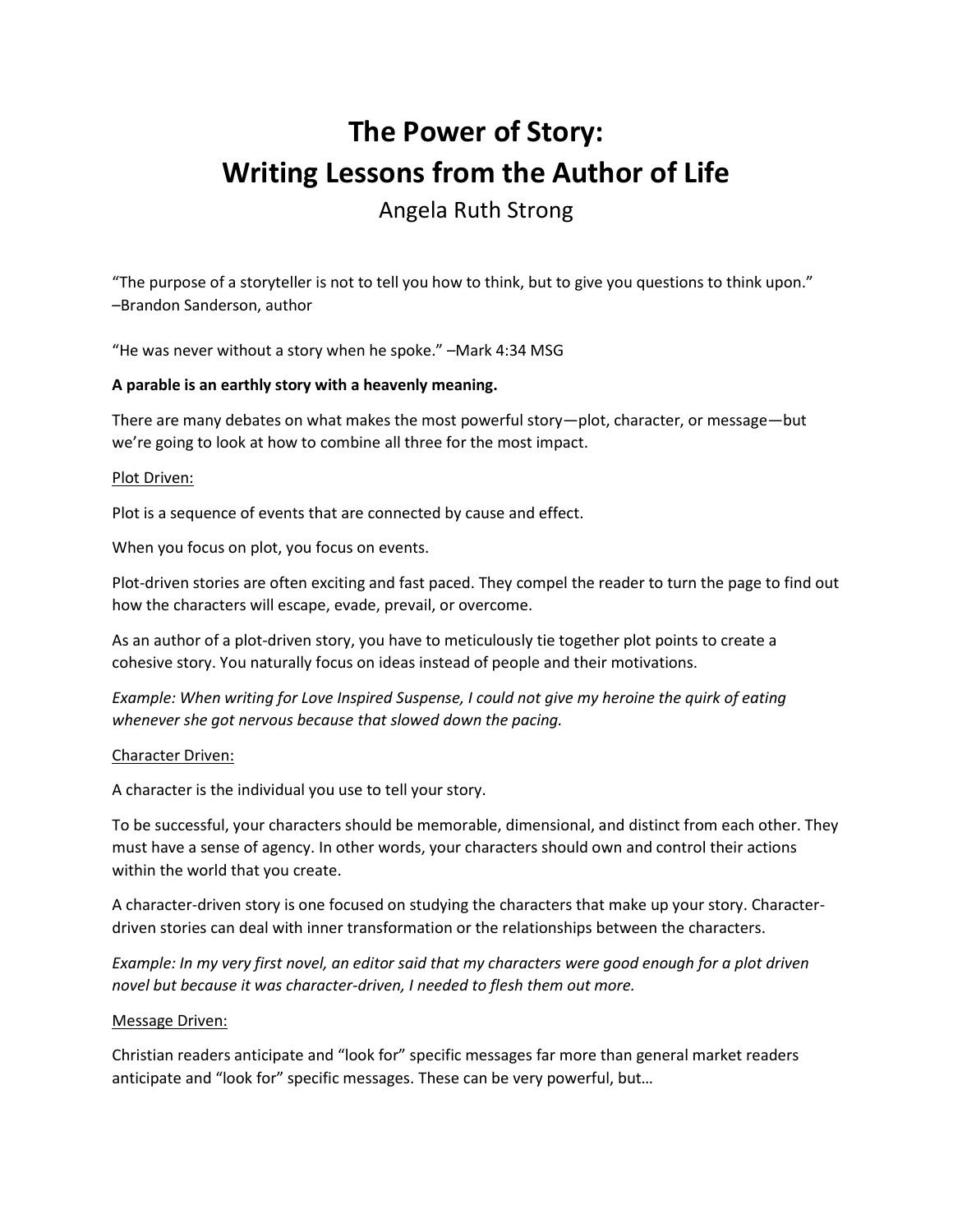# The Power of Story:
# Writing Lessons from the Author of Life

Angela Ruth Strong

"The purpose of a storyteller is not to tell you how to think, but to give you questions to think upon." –Brandon Sanderson, author

"He was never without a story when he spoke." –Mark 4:34 MSG

**A parable is an earthly story with a heavenly meaning.**

There are many debates on what makes the most powerful story—plot, character, or message—but we're going to look at how to combine all three for the most impact.

<u>Plot Driven:</u>

Plot is a sequence of events that are connected by cause and effect.

When you focus on plot, you focus on events.

Plot-driven stories are often exciting and fast paced. They compel the reader to turn the page to find out how the characters will escape, evade, prevail, or overcome.

As an author of a plot-driven story, you have to meticulously tie together plot points to create a cohesive story. You naturally focus on ideas instead of people and their motivations.

*Example: When writing for Love Inspired Suspense, I could not give my heroine the quirk of eating whenever she got nervous because that slowed down the pacing.*

<u>Character Driven:</u>

A character is the individual you use to tell your story.

To be successful, your characters should be memorable, dimensional, and distinct from each other. They must have a sense of agency. In other words, your characters should own and control their actions within the world that you create.

A character-driven story is one focused on studying the characters that make up your story. Character-driven stories can deal with inner transformation or the relationships between the characters.

*Example: In my very first novel, an editor said that my characters were good enough for a plot driven novel but because it was character-driven, I needed to flesh them out more.*

<u>Message Driven:</u>

Christian readers anticipate and "look for" specific messages far more than general market readers anticipate and "look for" specific messages. These can be very powerful, but…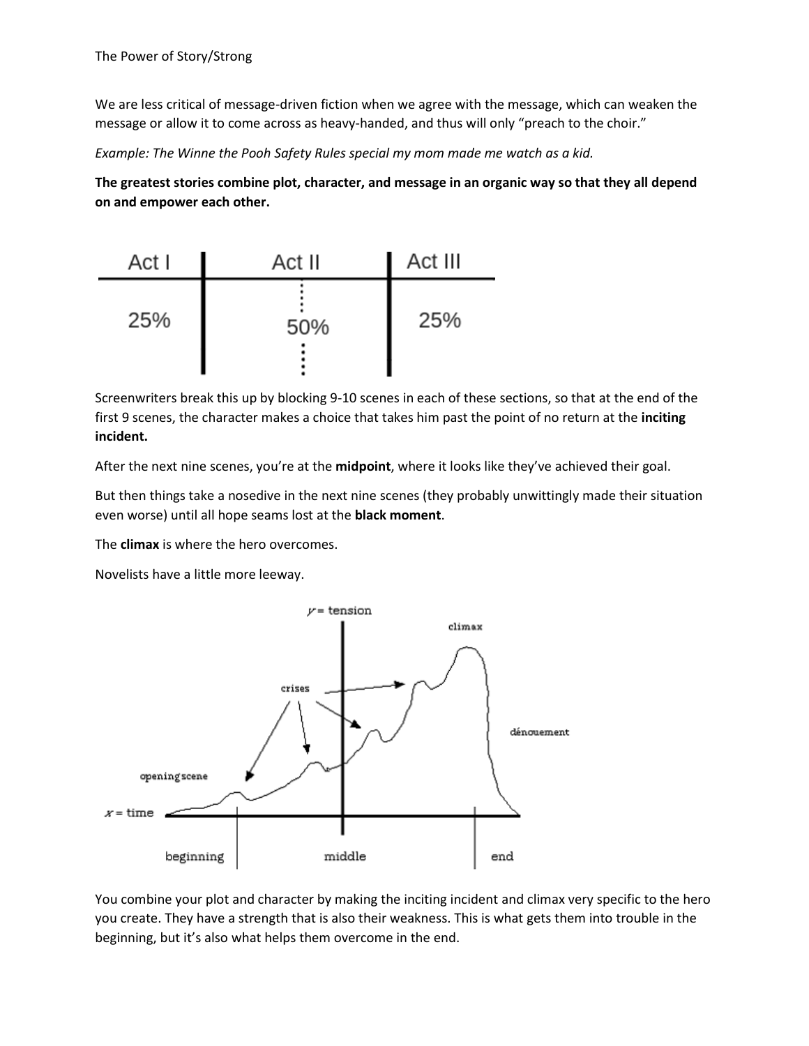We are less critical of message-driven fiction when we agree with the message, which can weaken the message or allow it to come across as heavy-handed, and thus will only "preach to the choir."

*Example: The Winne the Pooh Safety Rules special my mom made me watch as a kid.*

**The greatest stories combine plot, character, and message in an organic way so that they all depend on and empower each other.**

| Act I | Act II | Act III |
| --- | --- | --- |
| 25% | 50% | 25% |

Screenwriters break this up by blocking 9-10 scenes in each of these sections, so that at the end of the first 9 scenes, the character makes a choice that takes him past the point of no return at the **inciting incident.**

After the next nine scenes, you're at the **midpoint**, where it looks like they've achieved their goal.

But then things take a nosedive in the next nine scenes (they probably unwittingly made their situation even worse) until all hope seams lost at the **black moment**.

The **climax** is where the hero overcomes.

Novelists have a little more leeway.

You combine your plot and character by making the inciting incident and climax very specific to the hero you create. They have a strength that is also their weakness. This is what gets them into trouble in the beginning, but it's also what helps them overcome in the end.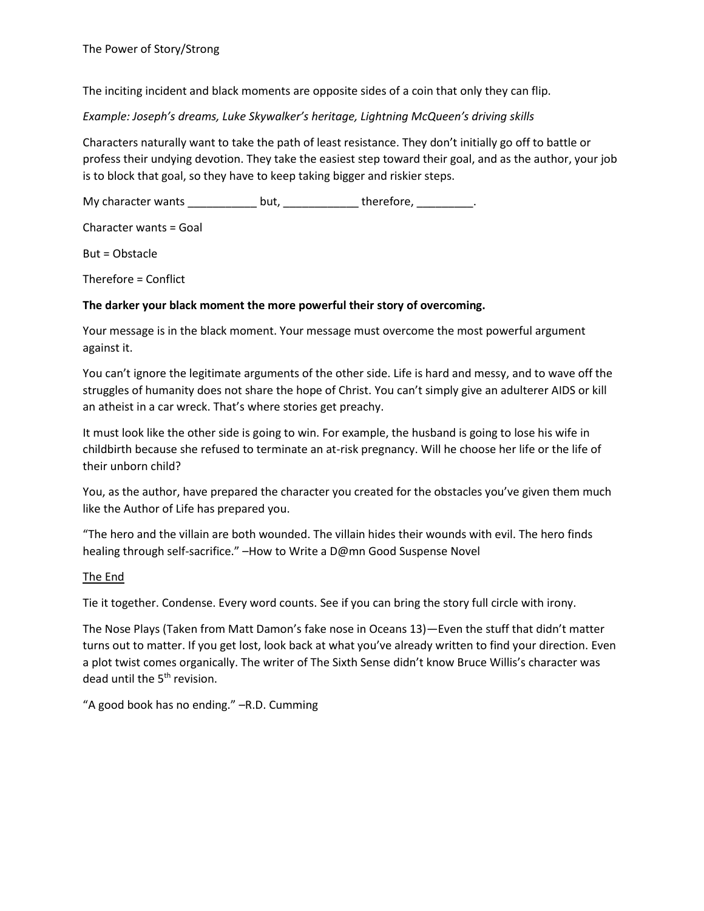The inciting incident and black moments are opposite sides of a coin that only they can flip.

*Example: Joseph's dreams, Luke Skywalker's heritage, Lightning McQueen's driving skills*

Characters naturally want to take the path of least resistance. They don't initially go off to battle or profess their undying devotion. They take the easiest step toward their goal, and as the author, your job is to block that goal, so they have to keep taking bigger and riskier steps.

My character wants ___________ but, ____________ therefore, _________.

Character wants = Goal

But = Obstacle

Therefore = Conflict

**The darker your black moment the more powerful their story of overcoming.**

Your message is in the black moment. Your message must overcome the most powerful argument against it.

You can't ignore the legitimate arguments of the other side. Life is hard and messy, and to wave off the struggles of humanity does not share the hope of Christ. You can't simply give an adulterer AIDS or kill an atheist in a car wreck. That's where stories get preachy.

It must look like the other side is going to win. For example, the husband is going to lose his wife in childbirth because she refused to terminate an at-risk pregnancy. Will he choose her life or the life of their unborn child?

You, as the author, have prepared the character you created for the obstacles you've given them much like the Author of Life has prepared you.

"The hero and the villain are both wounded. The villain hides their wounds with evil. The hero finds healing through self-sacrifice." –How to Write a D@mn Good Suspense Novel

<u>The End</u>

Tie it together. Condense. Every word counts. See if you can bring the story full circle with irony.

The Nose Plays (Taken from Matt Damon's fake nose in Oceans 13)—Even the stuff that didn't matter turns out to matter. If you get lost, look back at what you've already written to find your direction. Even a plot twist comes organically. The writer of The Sixth Sense didn't know Bruce Willis's character was dead until the 5th revision.

"A good book has no ending." –R.D. Cumming